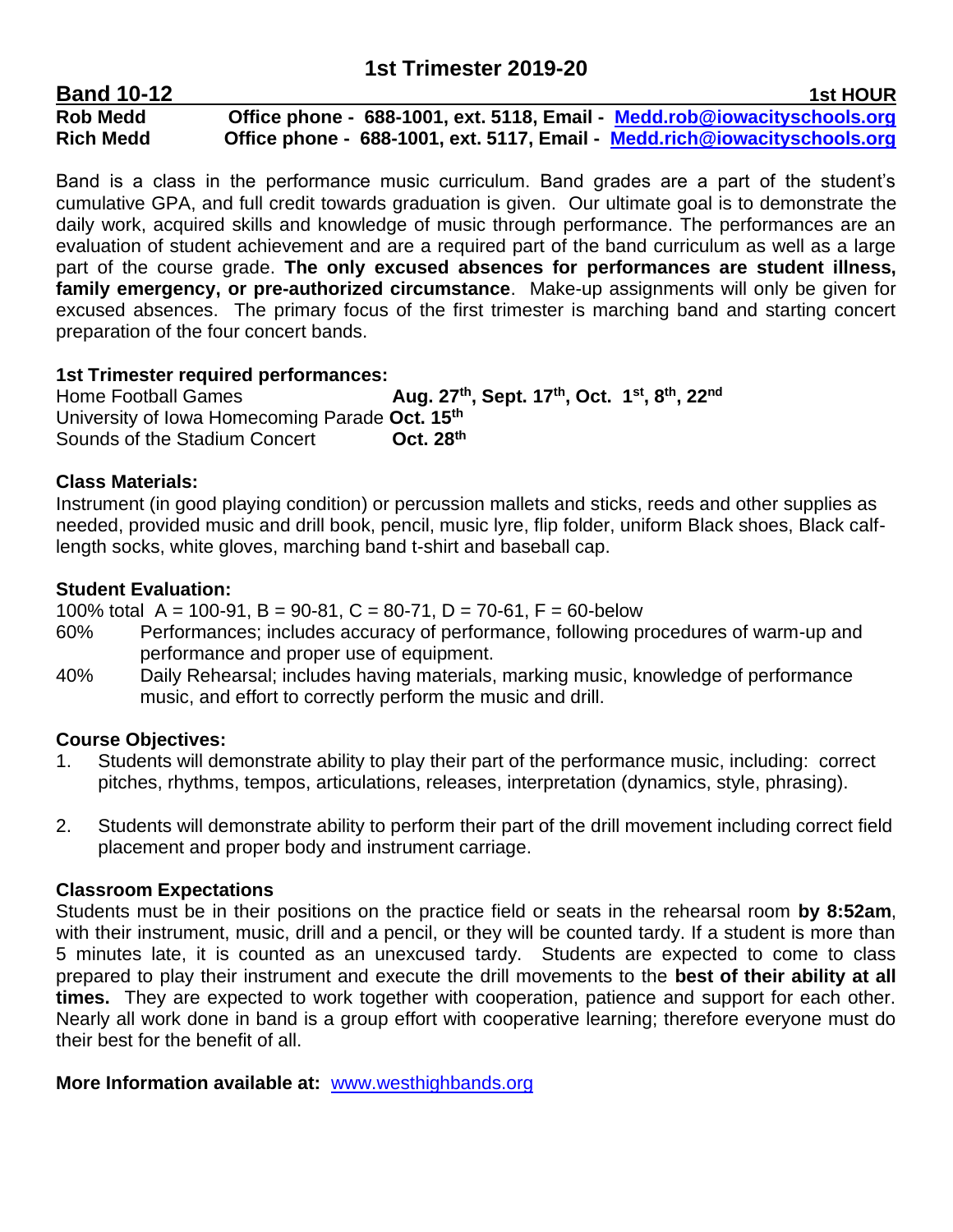## 1st Trimester 2019-20

**Band 10-12** **1st HOUR**

**Rob Medd** **Office phone - 688-1001, ext. 5118, Email - Medd.rob@iowacityschools.org**
**Rich Medd** **Office phone - 688-1001, ext. 5117, Email - Medd.rich@iowacityschools.org**

Band is a class in the performance music curriculum. Band grades are a part of the student's cumulative GPA, and full credit towards graduation is given. Our ultimate goal is to demonstrate the daily work, acquired skills and knowledge of music through performance. The performances are an evaluation of student achievement and are a required part of the band curriculum as well as a large part of the course grade. **The only excused absences for performances are student illness, family emergency, or pre-authorized circumstance**. Make-up assignments will only be given for excused absences. The primary focus of the first trimester is marching band and starting concert preparation of the four concert bands.

**1st Trimester required performances:**

Home Football Games **Aug. 27th, Sept. 17th, Oct. 1st, 8th, 22nd**
University of Iowa Homecoming Parade **Oct. 15th**
Sounds of the Stadium Concert **Oct. 28th**

**Class Materials:**
Instrument (in good playing condition) or percussion mallets and sticks, reeds and other supplies as needed, provided music and drill book, pencil, music lyre, flip folder, uniform Black shoes, Black calf-length socks, white gloves, marching band t-shirt and baseball cap.

**Student Evaluation:**
100% total A = 100-91, B = 90-81, C = 80-71, D = 70-61, F = 60-below

60% Performances; includes accuracy of performance, following procedures of warm-up and performance and proper use of equipment.

40% Daily Rehearsal; includes having materials, marking music, knowledge of performance music, and effort to correctly perform the music and drill.

**Course Objectives:**

1. Students will demonstrate ability to play their part of the performance music, including: correct pitches, rhythms, tempos, articulations, releases, interpretation (dynamics, style, phrasing).

2. Students will demonstrate ability to perform their part of the drill movement including correct field placement and proper body and instrument carriage.

**Classroom Expectations**
Students must be in their positions on the practice field or seats in the rehearsal room **by 8:52am**, with their instrument, music, drill and a pencil, or they will be counted tardy. If a student is more than 5 minutes late, it is counted as an unexcused tardy. Students are expected to come to class prepared to play their instrument and execute the drill movements to the **best of their ability at all times.** They are expected to work together with cooperation, patience and support for each other. Nearly all work done in band is a group effort with cooperative learning; therefore everyone must do their best for the benefit of all.

**More Information available at:** www.westhighbands.org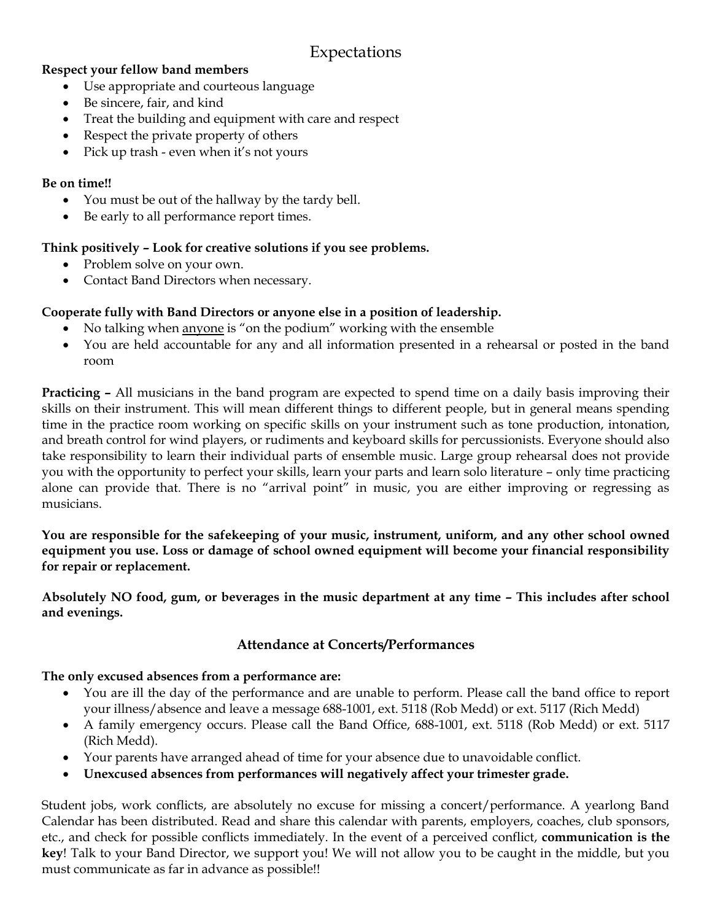# Expectations

**Respect your fellow band members**

- Use appropriate and courteous language
- Be sincere, fair, and kind
- Treat the building and equipment with care and respect
- Respect the private property of others
- Pick up trash - even when it's not yours

**Be on time!!**

- You must be out of the hallway by the tardy bell.
- Be early to all performance report times.

**Think positively – Look for creative solutions if you see problems.**

- Problem solve on your own.
- Contact Band Directors when necessary.

**Cooperate fully with Band Directors or anyone else in a position of leadership.**

- No talking when <u>anyone</u> is "on the podium" working with the ensemble
- You are held accountable for any and all information presented in a rehearsal or posted in the band room

**Practicing –** All musicians in the band program are expected to spend time on a daily basis improving their skills on their instrument. This will mean different things to different people, but in general means spending time in the practice room working on specific skills on your instrument such as tone production, intonation, and breath control for wind players, or rudiments and keyboard skills for percussionists. Everyone should also take responsibility to learn their individual parts of ensemble music. Large group rehearsal does not provide you with the opportunity to perfect your skills, learn your parts and learn solo literature – only time practicing alone can provide that. There is no "arrival point" in music, you are either improving or regressing as musicians.

**You are responsible for the safekeeping of your music, instrument, uniform, and any other school owned equipment you use. Loss or damage of school owned equipment will become your financial responsibility for repair or replacement.**

**Absolutely NO food, gum, or beverages in the music department at any time – This includes after school and evenings.**

## Attendance at Concerts/Performances

**The only excused absences from a performance are:**

- You are ill the day of the performance and are unable to perform. Please call the band office to report your illness/absence and leave a message 688-1001, ext. 5118 (Rob Medd) or ext. 5117 (Rich Medd)
- A family emergency occurs. Please call the Band Office, 688-1001, ext. 5118 (Rob Medd) or ext. 5117 (Rich Medd).
- Your parents have arranged ahead of time for your absence due to unavoidable conflict.
- **Unexcused absences from performances will negatively affect your trimester grade.**

Student jobs, work conflicts, are absolutely no excuse for missing a concert/performance. A yearlong Band Calendar has been distributed. Read and share this calendar with parents, employers, coaches, club sponsors, etc., and check for possible conflicts immediately. In the event of a perceived conflict, **communication is the key**! Talk to your Band Director, we support you! We will not allow you to be caught in the middle, but you must communicate as far in advance as possible!!